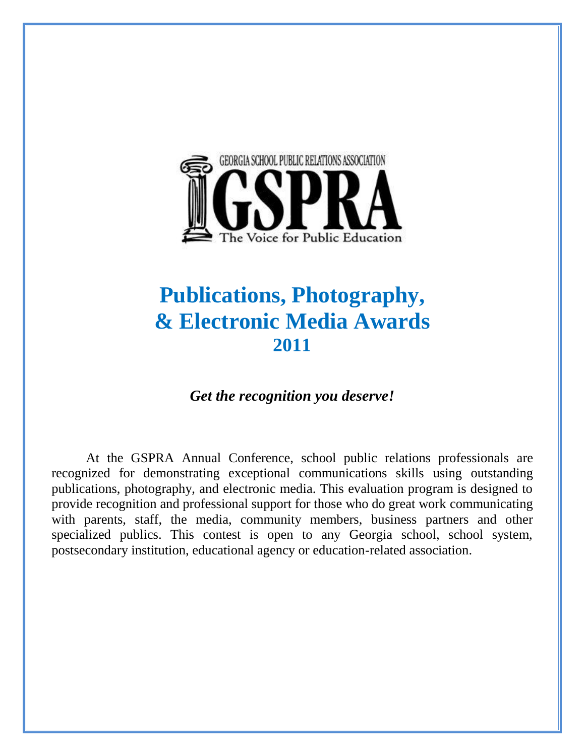GEORGIA SCHOOL PUBLIC RELATIONS ASSOCIATION

GSPRA

The Voice for Public Education

# Publications, Photography, & Electronic Media Awards 2011

***Get the recognition you deserve!***

At the GSPRA Annual Conference, school public relations professionals are recognized for demonstrating exceptional communications skills using outstanding publications, photography, and electronic media. This evaluation program is designed to provide recognition and professional support for those who do great work communicating with parents, staff, the media, community members, business partners and other specialized publics. This contest is open to any Georgia school, school system, postsecondary institution, educational agency or education-related association.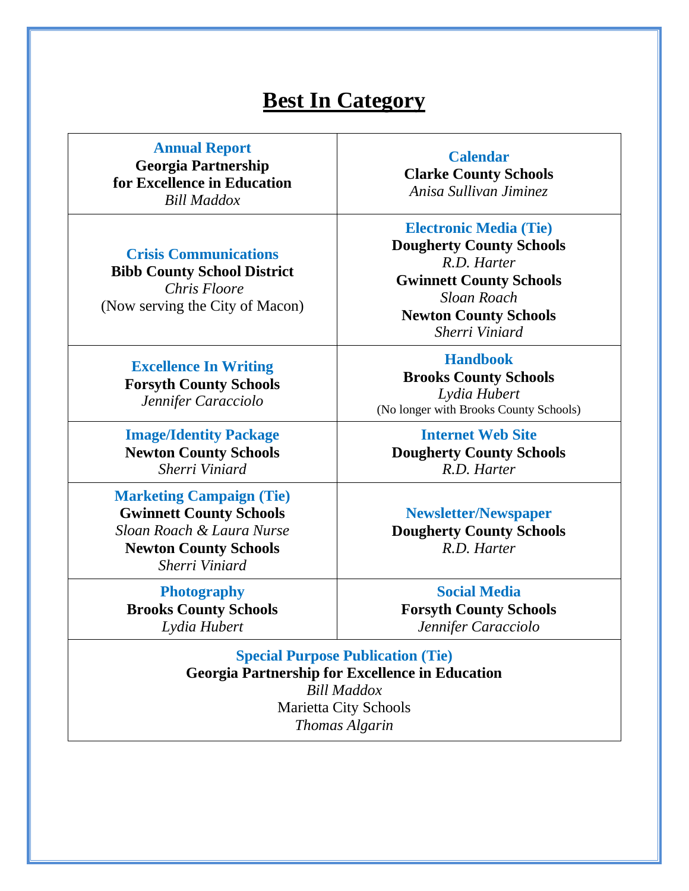# Best In Category

| | |
|---|---|
| **Annual Report**<br>**Georgia Partnership for Excellence in Education**<br>*Bill Maddox* | **Calendar**<br>**Clarke County Schools**<br>*Anisa Sullivan Jiminez* |
| **Crisis Communications**<br>**Bibb County School District**<br>*Chris Floore*<br>(Now serving the City of Macon) | **Electronic Media (Tie)**<br>**Dougherty County Schools**<br>*R.D. Harter*<br>**Gwinnett County Schools**<br>*Sloan Roach*<br>**Newton County Schools**<br>*Sherri Viniard* |
| **Excellence In Writing**<br>**Forsyth County Schools**<br>*Jennifer Caracciolo* | **Handbook**<br>**Brooks County Schools**<br>*Lydia Hubert*<br>(No longer with Brooks County Schools) |
| **Image/Identity Package**<br>**Newton County Schools**<br>*Sherri Viniard* | **Internet Web Site**<br>**Dougherty County Schools**<br>*R.D. Harter* |
| **Marketing Campaign (Tie)**<br>**Gwinnett County Schools**<br>*Sloan Roach & Laura Nurse*<br>**Newton County Schools**<br>*Sherri Viniard* | **Newsletter/Newspaper**<br>**Dougherty County Schools**<br>*R.D. Harter* |
| **Photography**<br>**Brooks County Schools**<br>*Lydia Hubert* | **Social Media**<br>**Forsyth County Schools**<br>*Jennifer Caracciolo* |
| **Special Purpose Publication (Tie)**<br>**Georgia Partnership for Excellence in Education**<br>*Bill Maddox*<br>Marietta City Schools<br>*Thomas Algarin* | |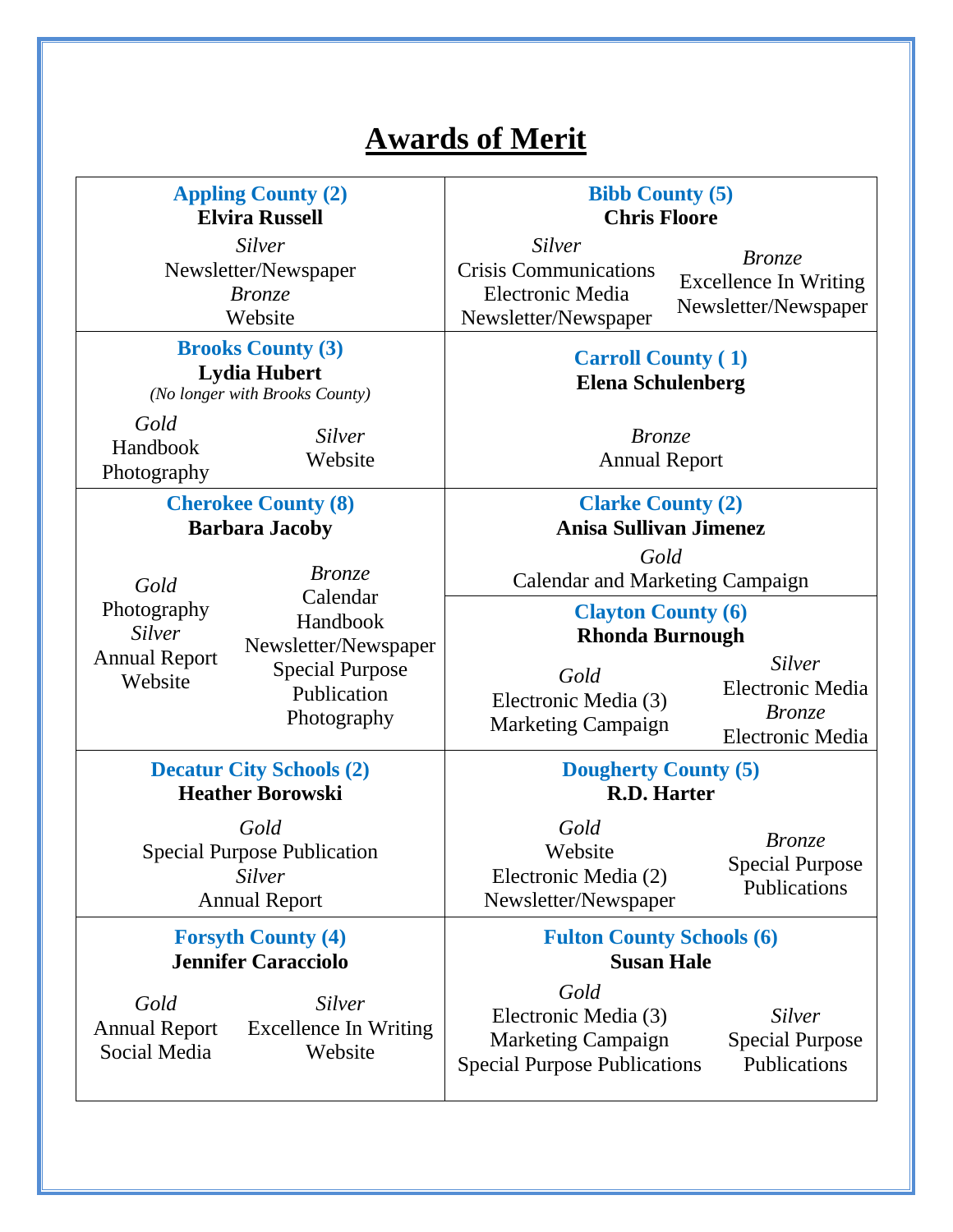# **Awards of Merit**

| | |
|---|---|
| **Appling County (2)**<br>**Elvira Russell**<br>*Silver*<br>Newsletter/Newspaper<br>*Bronze*<br>Website | **Bibb County (5)**<br>**Chris Floore**<br>*Silver*<br>Crisis Communications<br>Electronic Media<br>Newsletter/Newspaper<br>*Bronze*<br>Excellence In Writing<br>Newsletter/Newspaper |
| **Brooks County (3)**<br>**Lydia Hubert**<br>*(No longer with Brooks County)*<br>*Gold*<br>Handbook<br>Photography<br>*Silver*<br>Website | **Carroll County ( 1)**<br>**Elena Schulenberg**<br>*Bronze*<br>Annual Report |
| **Cherokee County (8)**<br>**Barbara Jacoby**<br>*Gold*<br>Photography<br>*Silver*<br>Annual Report<br>Website<br>*Bronze*<br>Calendar<br>Handbook<br>Newsletter/Newspaper<br>Special Purpose Publication<br>Photography | **Clarke County (2)**<br>**Anisa Sullivan Jimenez**<br>*Gold*<br>Calendar and Marketing Campaign<br><br>**Clayton County (6)**<br>**Rhonda Burnough**<br>*Gold*<br>Electronic Media (3)<br>Marketing Campaign<br>*Silver*<br>Electronic Media<br>*Bronze*<br>Electronic Media |
| **Decatur City Schools (2)**<br>**Heather Borowski**<br>*Gold*<br>Special Purpose Publication<br>*Silver*<br>Annual Report | **Dougherty County (5)**<br>**R.D. Harter**<br>*Gold*<br>Website<br>Electronic Media (2)<br>Newsletter/Newspaper<br>*Bronze*<br>Special Purpose Publications |
| **Forsyth County (4)**<br>**Jennifer Caracciolo**<br>*Gold*<br>Annual Report<br>Social Media<br>*Silver*<br>Excellence In Writing<br>Website | **Fulton County Schools (6)**<br>**Susan Hale**<br>*Gold*<br>Electronic Media (3)<br>Marketing Campaign<br>Special Purpose Publications<br>*Silver*<br>Special Purpose Publications |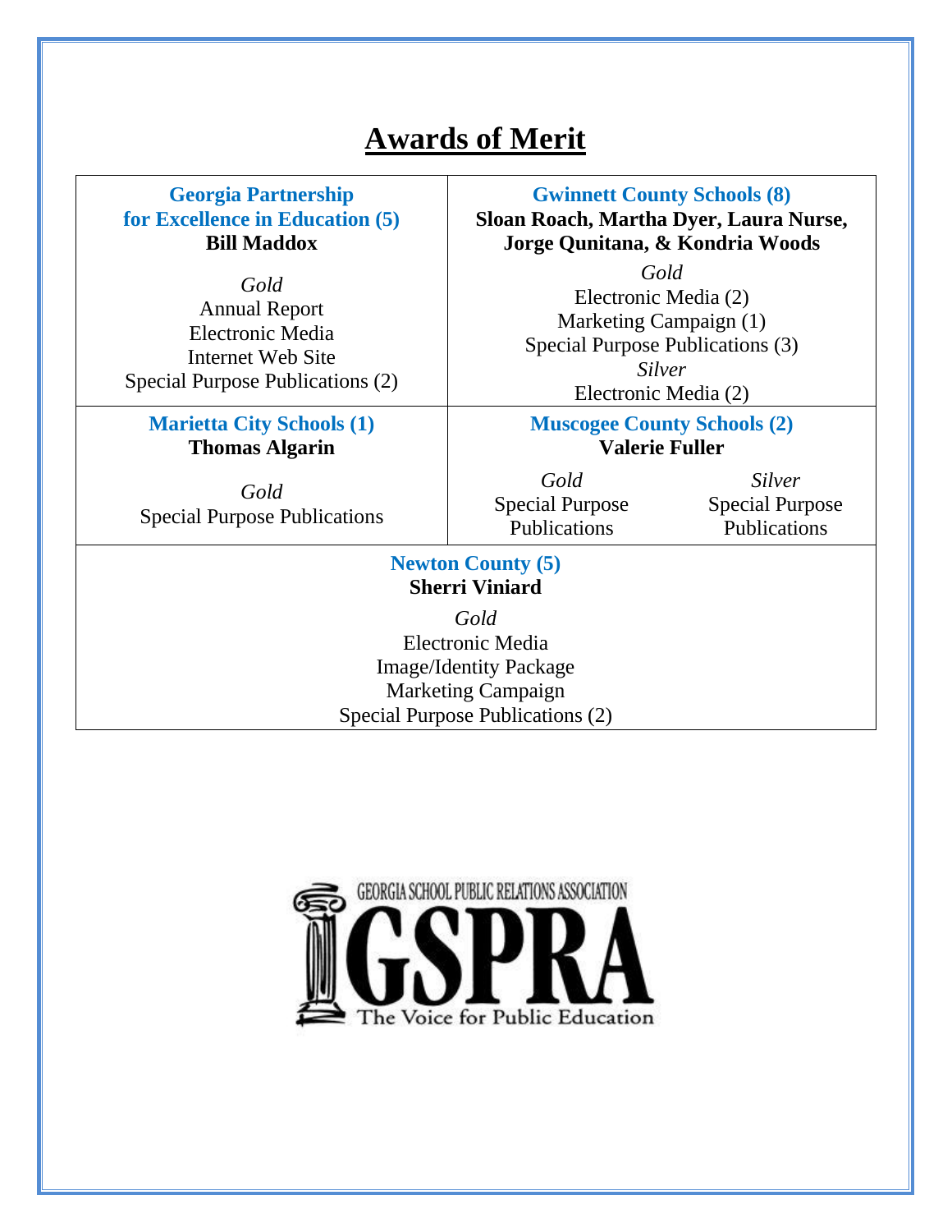# Awards of Merit

| | |
|---|---|
| **Georgia Partnership for Excellence in Education (5)**<br>**Bill Maddox**<br><br>*Gold*<br>Annual Report<br>Electronic Media<br>Internet Web Site<br>Special Purpose Publications (2) | **Gwinnett County Schools (8)**<br>**Sloan Roach, Martha Dyer, Laura Nurse, Jorge Qunitana, & Kondria Woods**<br><br>*Gold*<br>Electronic Media (2)<br>Marketing Campaign (1)<br>Special Purpose Publications (3)<br>*Silver*<br>Electronic Media (2) |
| **Marietta City Schools (1)**<br>**Thomas Algarin**<br><br>*Gold*<br>Special Purpose Publications | **Muscogee County Schools (2)**<br>**Valerie Fuller**<br><br>*Gold*<br>Special Purpose Publications<br><br>*Silver*<br>Special Purpose Publications |
| **Newton County (5)**<br>**Sherri Viniard**<br><br>*Gold*<br>Electronic Media<br>Image/Identity Package<br>Marketing Campaign<br>Special Purpose Publications (2) | |

GEORGIA SCHOOL PUBLIC RELATIONS ASSOCIATION

GSPRA

The Voice for Public Education